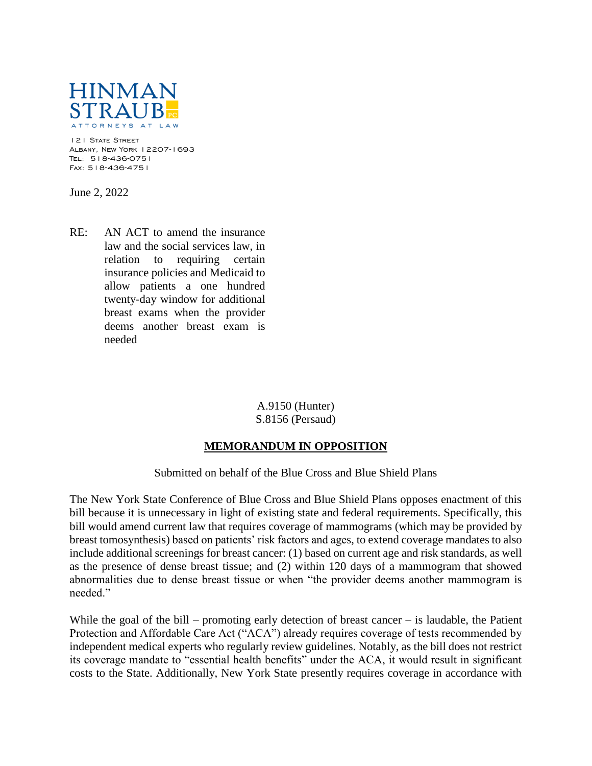HINMAN STRAUB PC

ATTORNEYS AT LAW

121 State Street
Albany, New York 12207-1693
Tel: 518-436-0751
Fax: 518-436-4751

June 2, 2022

RE: AN ACT to amend the insurance law and the social services law, in relation to requiring certain insurance policies and Medicaid to allow patients a one hundred twenty-day window for additional breast exams when the provider deems another breast exam is needed

A.9150 (Hunter)
S.8156 (Persaud)

**MEMORANDUM IN OPPOSITION**

Submitted on behalf of the Blue Cross and Blue Shield Plans

The New York State Conference of Blue Cross and Blue Shield Plans opposes enactment of this bill because it is unnecessary in light of existing state and federal requirements. Specifically, this bill would amend current law that requires coverage of mammograms (which may be provided by breast tomosynthesis) based on patients' risk factors and ages, to extend coverage mandates to also include additional screenings for breast cancer: (1) based on current age and risk standards, as well as the presence of dense breast tissue; and (2) within 120 days of a mammogram that showed abnormalities due to dense breast tissue or when "the provider deems another mammogram is needed."

While the goal of the bill – promoting early detection of breast cancer – is laudable, the Patient Protection and Affordable Care Act ("ACA") already requires coverage of tests recommended by independent medical experts who regularly review guidelines. Notably, as the bill does not restrict its coverage mandate to "essential health benefits" under the ACA, it would result in significant costs to the State. Additionally, New York State presently requires coverage in accordance with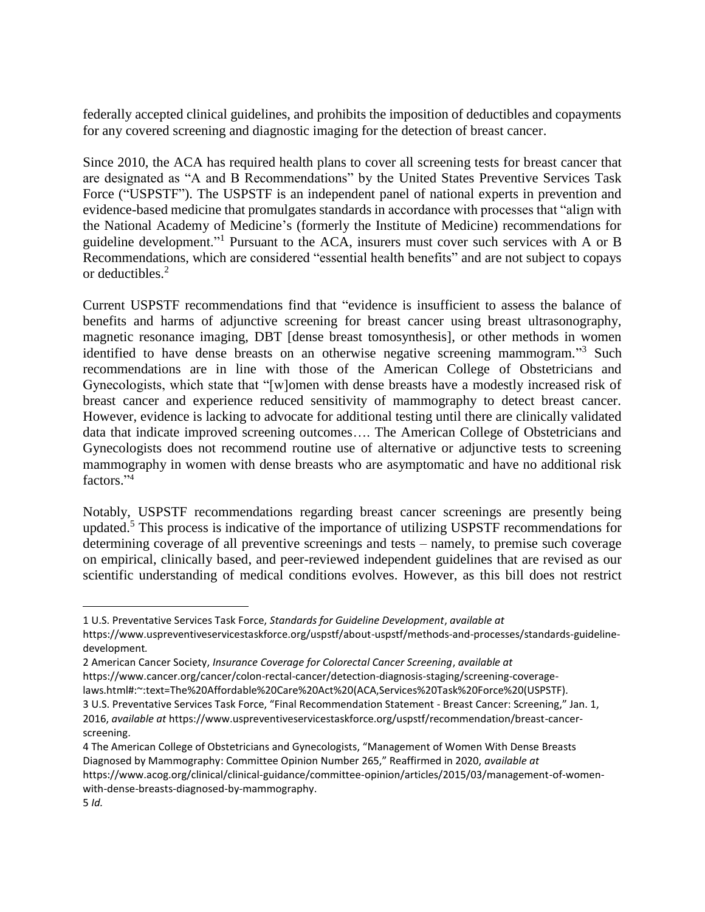federally accepted clinical guidelines, and prohibits the imposition of deductibles and copayments for any covered screening and diagnostic imaging for the detection of breast cancer.

Since 2010, the ACA has required health plans to cover all screening tests for breast cancer that are designated as "A and B Recommendations" by the United States Preventive Services Task Force ("USPSTF"). The USPSTF is an independent panel of national experts in prevention and evidence-based medicine that promulgates standards in accordance with processes that "align with the National Academy of Medicine's (formerly the Institute of Medicine) recommendations for guideline development."[1] Pursuant to the ACA, insurers must cover such services with A or B Recommendations, which are considered "essential health benefits" and are not subject to copays or deductibles.[2]

Current USPSTF recommendations find that "evidence is insufficient to assess the balance of benefits and harms of adjunctive screening for breast cancer using breast ultrasonography, magnetic resonance imaging, DBT [dense breast tomosynthesis], or other methods in women identified to have dense breasts on an otherwise negative screening mammogram."[3] Such recommendations are in line with those of the American College of Obstetricians and Gynecologists, which state that "[w]omen with dense breasts have a modestly increased risk of breast cancer and experience reduced sensitivity of mammography to detect breast cancer. However, evidence is lacking to advocate for additional testing until there are clinically validated data that indicate improved screening outcomes…. The American College of Obstetricians and Gynecologists does not recommend routine use of alternative or adjunctive tests to screening mammography in women with dense breasts who are asymptomatic and have no additional risk factors."[4]

Notably, USPSTF recommendations regarding breast cancer screenings are presently being updated.[5] This process is indicative of the importance of utilizing USPSTF recommendations for determining coverage of all preventive screenings and tests – namely, to premise such coverage on empirical, clinically based, and peer-reviewed independent guidelines that are revised as our scientific understanding of medical conditions evolves. However, as this bill does not restrict

---

1 U.S. Preventative Services Task Force, *Standards for Guideline Development*, *available at* https://www.uspreventiveservicestaskforce.org/uspstf/about-uspstf/methods-and-processes/standards-guideline-development*.*

2 American Cancer Society, *Insurance Coverage for Colorectal Cancer Screening*, *available at* https://www.cancer.org/cancer/colon-rectal-cancer/detection-diagnosis-staging/screening-coverage-laws.html#:~:text=The%20Affordable%20Care%20Act%20(ACA,Services%20Task%20Force%20(USPSTF).

3 U.S. Preventative Services Task Force, "Final Recommendation Statement - Breast Cancer: Screening," Jan. 1, 2016, *available at* https://www.uspreventiveservicestaskforce.org/uspstf/recommendation/breast-cancer-screening.

4 The American College of Obstetricians and Gynecologists, "Management of Women With Dense Breasts Diagnosed by Mammography: Committee Opinion Number 265," Reaffirmed in 2020, *available at* https://www.acog.org/clinical/clinical-guidance/committee-opinion/articles/2015/03/management-of-women-with-dense-breasts-diagnosed-by-mammography.

5 *Id.*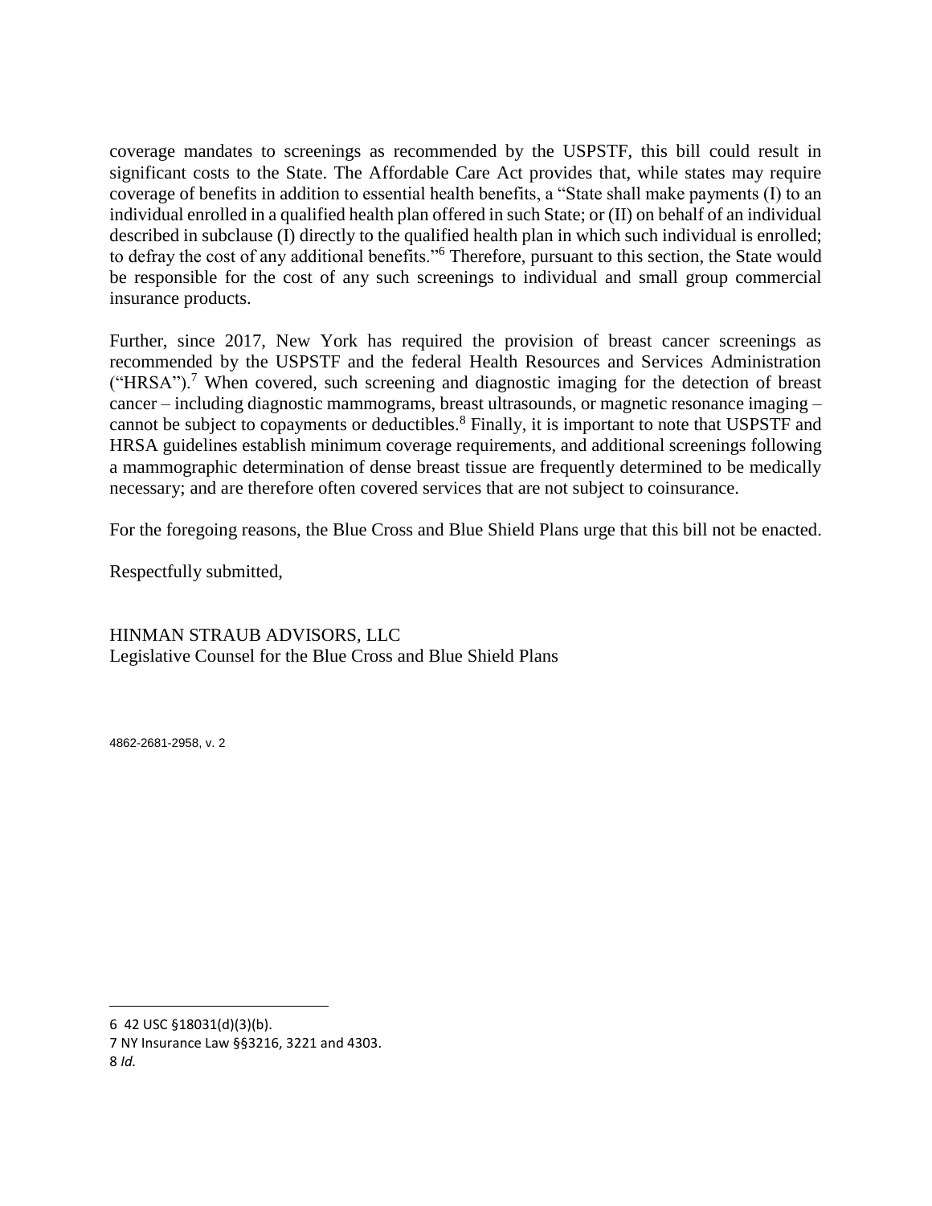coverage mandates to screenings as recommended by the USPSTF, this bill could result in significant costs to the State. The Affordable Care Act provides that, while states may require coverage of benefits in addition to essential health benefits, a "State shall make payments (I) to an individual enrolled in a qualified health plan offered in such State; or (II) on behalf of an individual described in subclause (I) directly to the qualified health plan in which such individual is enrolled; to defray the cost of any additional benefits."[6] Therefore, pursuant to this section, the State would be responsible for the cost of any such screenings to individual and small group commercial insurance products.

Further, since 2017, New York has required the provision of breast cancer screenings as recommended by the USPSTF and the federal Health Resources and Services Administration ("HRSA").[7] When covered, such screening and diagnostic imaging for the detection of breast cancer – including diagnostic mammograms, breast ultrasounds, or magnetic resonance imaging – cannot be subject to copayments or deductibles.[8] Finally, it is important to note that USPSTF and HRSA guidelines establish minimum coverage requirements, and additional screenings following a mammographic determination of dense breast tissue are frequently determined to be medically necessary; and are therefore often covered services that are not subject to coinsurance.

For the foregoing reasons, the Blue Cross and Blue Shield Plans urge that this bill not be enacted.

Respectfully submitted,

HINMAN STRAUB ADVISORS, LLC
Legislative Counsel for the Blue Cross and Blue Shield Plans

4862-2681-2958, v. 2

---

6 42 USC §18031(d)(3)(b).

7 NY Insurance Law §§3216, 3221 and 4303.

8 *Id.*